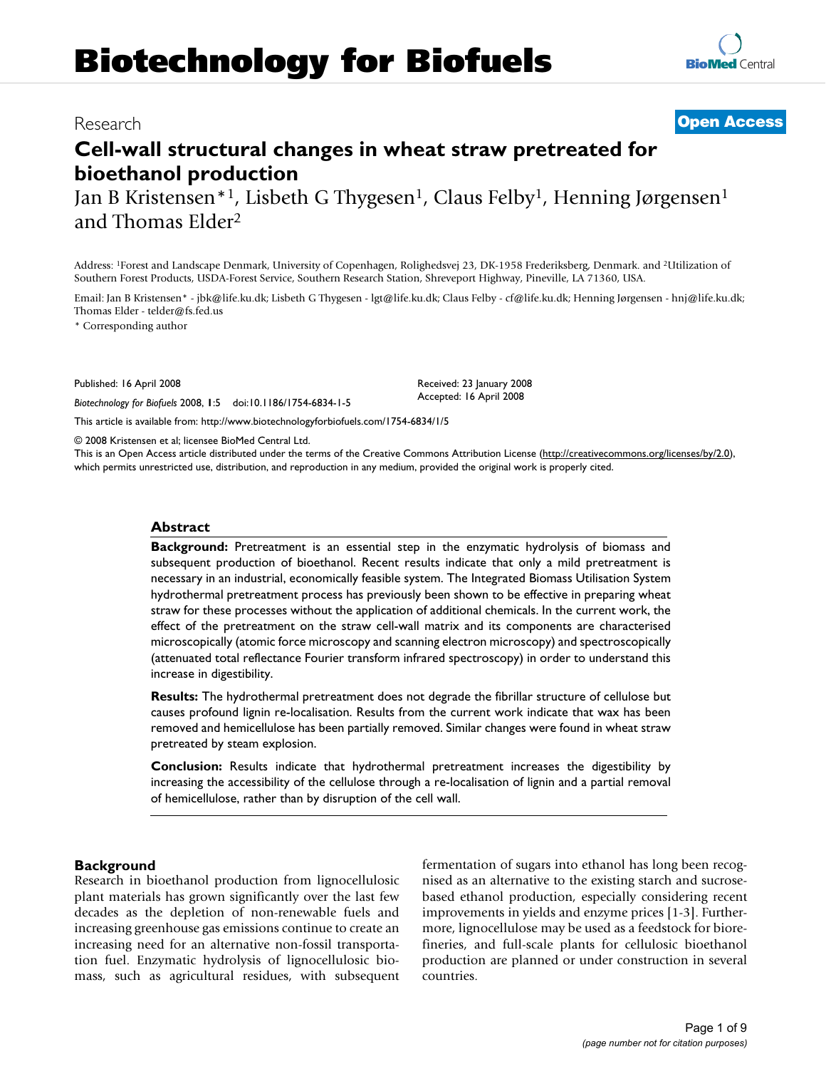# Cell-wall structural changes in wheat straw pretreated for bioethanol production

Research | Open Access

Jan B Kristensen*[1], Lisbeth G Thygesen[1], Claus Felby[1], Henning Jørgensen[1] and Thomas Elder[2]

Address: [1]Forest and Landscape Denmark, University of Copenhagen, Rolighedsvej 23, DK-1958 Frederiksberg, Denmark. and [2]Utilization of Southern Forest Products, USDA-Forest Service, Southern Research Station, Shreveport Highway, Pineville, LA 71360, USA.

Email: Jan B Kristensen* - jbk@life.ku.dk; Lisbeth G Thygesen - lgt@life.ku.dk; Claus Felby - cf@life.ku.dk; Henning Jørgensen - hnj@life.ku.dk; Thomas Elder - telder@fs.fed.us

\* Corresponding author

Published: 16 April 2008

*Biotechnology for Biofuels* 2008, **1**:5 doi:10.1186/1754-6834-1-5

Received: 23 January 2008
Accepted: 16 April 2008

This article is available from: http://www.biotechnologyforbiofuels.com/1754-6834/1/5

© 2008 Kristensen et al; licensee BioMed Central Ltd.
This is an Open Access article distributed under the terms of the Creative Commons Attribution License (http://creativecommons.org/licenses/by/2.0), which permits unrestricted use, distribution, and reproduction in any medium, provided the original work is properly cited.

## Abstract

**Background:** Pretreatment is an essential step in the enzymatic hydrolysis of biomass and subsequent production of bioethanol. Recent results indicate that only a mild pretreatment is necessary in an industrial, economically feasible system. The Integrated Biomass Utilisation System hydrothermal pretreatment process has previously been shown to be effective in preparing wheat straw for these processes without the application of additional chemicals. In the current work, the effect of the pretreatment on the straw cell-wall matrix and its components are characterised microscopically (atomic force microscopy and scanning electron microscopy) and spectroscopically (attenuated total reflectance Fourier transform infrared spectroscopy) in order to understand this increase in digestibility.

**Results:** The hydrothermal pretreatment does not degrade the fibrillar structure of cellulose but causes profound lignin re-localisation. Results from the current work indicate that wax has been removed and hemicellulose has been partially removed. Similar changes were found in wheat straw pretreated by steam explosion.

**Conclusion:** Results indicate that hydrothermal pretreatment increases the digestibility by increasing the accessibility of the cellulose through a re-localisation of lignin and a partial removal of hemicellulose, rather than by disruption of the cell wall.

## Background

Research in bioethanol production from lignocellulosic plant materials has grown significantly over the last few decades as the depletion of non-renewable fuels and increasing greenhouse gas emissions continue to create an increasing need for an alternative non-fossil transportation fuel. Enzymatic hydrolysis of lignocellulosic biomass, such as agricultural residues, with subsequent fermentation of sugars into ethanol has long been recognised as an alternative to the existing starch and sucrose-based ethanol production, especially considering recent improvements in yields and enzyme prices [1-3]. Furthermore, lignocellulose may be used as a feedstock for biorefineries, and full-scale plants for cellulosic bioethanol production are planned or under construction in several countries.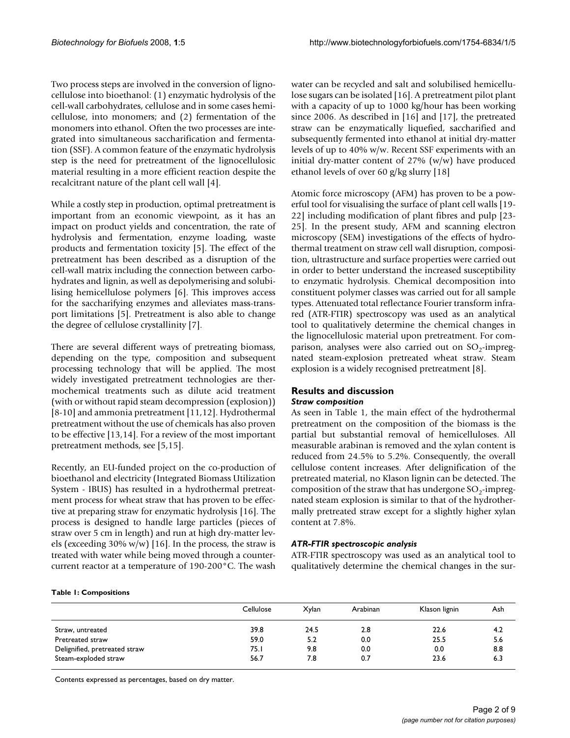Two process steps are involved in the conversion of lignocellulose into bioethanol: (1) enzymatic hydrolysis of the cell-wall carbohydrates, cellulose and in some cases hemicellulose, into monomers; and (2) fermentation of the monomers into ethanol. Often the two processes are integrated into simultaneous saccharification and fermentation (SSF). A common feature of the enzymatic hydrolysis step is the need for pretreatment of the lignocellulosic material resulting in a more efficient reaction despite the recalcitrant nature of the plant cell wall [4].

While a costly step in production, optimal pretreatment is important from an economic viewpoint, as it has an impact on product yields and concentration, the rate of hydrolysis and fermentation, enzyme loading, waste products and fermentation toxicity [5]. The effect of the pretreatment has been described as a disruption of the cell-wall matrix including the connection between carbohydrates and lignin, as well as depolymerising and solubilising hemicellulose polymers [6]. This improves access for the saccharifying enzymes and alleviates mass-transport limitations [5]. Pretreatment is also able to change the degree of cellulose crystallinity [7].

There are several different ways of pretreating biomass, depending on the type, composition and subsequent processing technology that will be applied. The most widely investigated pretreatment technologies are thermochemical treatments such as dilute acid treatment (with or without rapid steam decompression (explosion)) [8-10] and ammonia pretreatment [11,12]. Hydrothermal pretreatment without the use of chemicals has also proven to be effective [13,14]. For a review of the most important pretreatment methods, see [5,15].

Recently, an EU-funded project on the co-production of bioethanol and electricity (Integrated Biomass Utilization System - IBUS) has resulted in a hydrothermal pretreatment process for wheat straw that has proven to be effective at preparing straw for enzymatic hydrolysis [16]. The process is designed to handle large particles (pieces of straw over 5 cm in length) and run at high dry-matter levels (exceeding 30% w/w) [16]. In the process, the straw is treated with water while being moved through a counter-current reactor at a temperature of 190-200°C. The wash water can be recycled and salt and solubilised hemicellulose sugars can be isolated [16]. A pretreatment pilot plant with a capacity of up to 1000 kg/hour has been working since 2006. As described in [16] and [17], the pretreated straw can be enzymatically liquefied, saccharified and subsequently fermented into ethanol at initial dry-matter levels of up to 40% w/w. Recent SSF experiments with an initial dry-matter content of 27% (w/w) have produced ethanol levels of over 60 g/kg slurry [18]

Atomic force microscopy (AFM) has proven to be a powerful tool for visualising the surface of plant cell walls [19-22] including modification of plant fibres and pulp [23-25]. In the present study, AFM and scanning electron microscopy (SEM) investigations of the effects of hydrothermal treatment on straw cell wall disruption, composition, ultrastructure and surface properties were carried out in order to better understand the increased susceptibility to enzymatic hydrolysis. Chemical decomposition into constituent polymer classes was carried out for all sample types. Attenuated total reflectance Fourier transform infrared (ATR-FTIR) spectroscopy was used as an analytical tool to qualitatively determine the chemical changes in the lignocellulosic material upon pretreatment. For comparison, analyses were also carried out on $SO_2$-impregnated steam-explosion pretreated wheat straw. Steam explosion is a widely recognised pretreatment [8].

## Results and discussion

### *Straw composition*

As seen in Table 1, the main effect of the hydrothermal pretreatment on the composition of the biomass is the partial but substantial removal of hemicelluloses. All measurable arabinan is removed and the xylan content is reduced from 24.5% to 5.2%. Consequently, the overall cellulose content increases. After delignification of the pretreated material, no Klason lignin can be detected. The composition of the straw that has undergone $SO_2$-impregnated steam explosion is similar to that of the hydrothermally pretreated straw except for a slightly higher xylan content at 7.8%.

### *ATR-FTIR spectroscopic analysis*

ATR-FTIR spectroscopy was used as an analytical tool to qualitatively determine the chemical changes in the sur-

**Table 1: Compositions**

| | Cellulose | Xylan | Arabinan | Klason lignin | Ash |
|---|---|---|---|---|---|
| Straw, untreated | 39.8 | 24.5 | 2.8 | 22.6 | 4.2 |
| Pretreated straw | 59.0 | 5.2 | 0.0 | 25.5 | 5.6 |
| Delignified, pretreated straw | 75.1 | 9.8 | 0.0 | 0.0 | 8.8 |
| Steam-exploded straw | 56.7 | 7.8 | 0.7 | 23.6 | 6.3 |

Contents expressed as percentages, based on dry matter.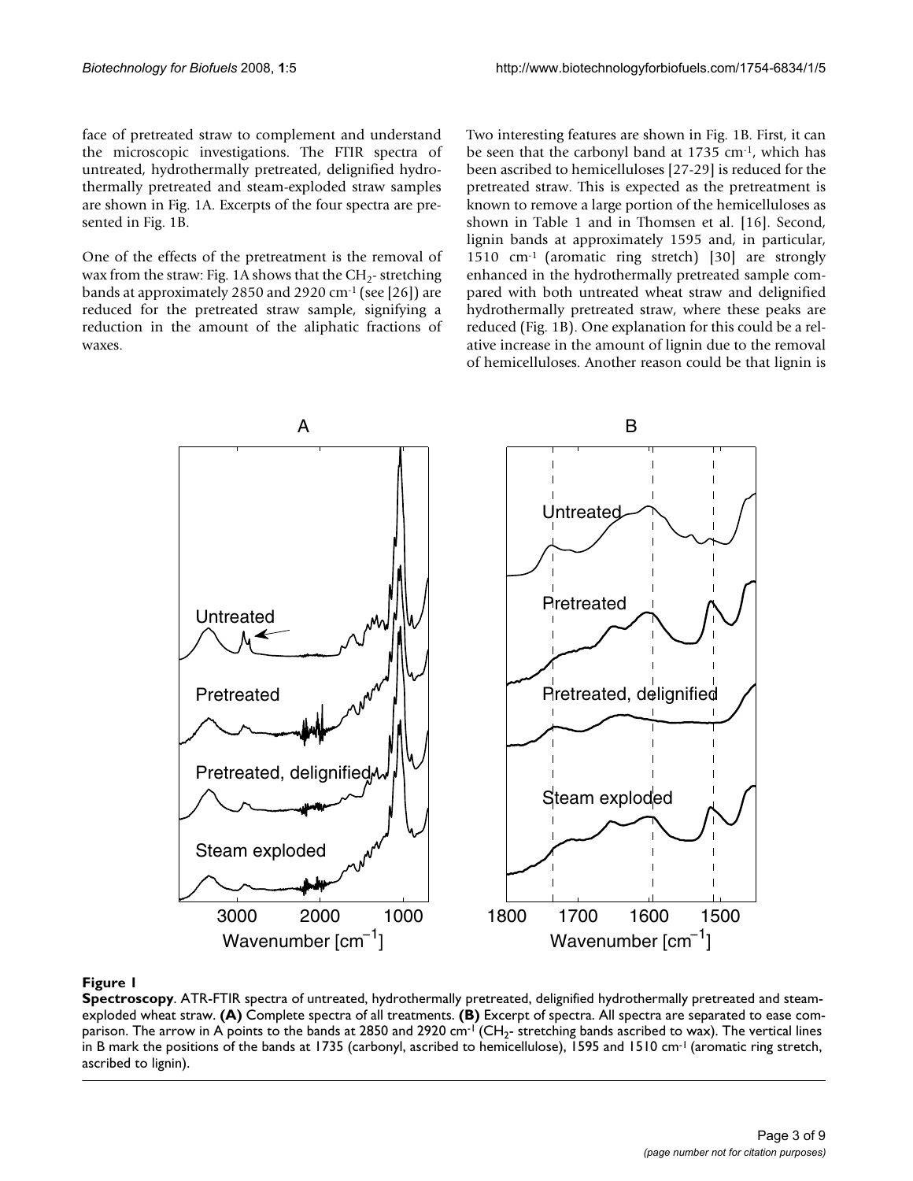face of pretreated straw to complement and understand the microscopic investigations. The FTIR spectra of untreated, hydrothermally pretreated, delignified hydrothermally pretreated and steam-exploded straw samples are shown in Fig. 1A. Excerpts of the four spectra are presented in Fig. 1B.

One of the effects of the pretreatment is the removal of wax from the straw: Fig. 1A shows that the $CH_2$- stretching bands at approximately 2850 and 2920 $cm^{-1}$ (see [26]) are reduced for the pretreated straw sample, signifying a reduction in the amount of the aliphatic fractions of waxes.

Two interesting features are shown in Fig. 1B. First, it can be seen that the carbonyl band at 1735 $cm^{-1}$, which has been ascribed to hemicelluloses [27-29] is reduced for the pretreated straw. This is expected as the pretreatment is known to remove a large portion of the hemicelluloses as shown in Table 1 and in Thomsen et al. [16]. Second, lignin bands at approximately 1595 and, in particular, 1510 $cm^{-1}$ (aromatic ring stretch) [30] are strongly enhanced in the hydrothermally pretreated sample compared with both untreated wheat straw and delignified hydrothermally pretreated straw, where these peaks are reduced (Fig. 1B). One explanation for this could be a relative increase in the amount of lignin due to the removal of hemicelluloses. Another reason could be that lignin is

**Figure 1**

**Spectroscopy**. ATR-FTIR spectra of untreated, hydrothermally pretreated, delignified hydrothermally pretreated and steam-exploded wheat straw. **(A)** Complete spectra of all treatments. **(B)** Excerpt of spectra. All spectra are separated to ease comparison. The arrow in A points to the bands at 2850 and 2920 $cm^{-1}$ ($CH_2$- stretching bands ascribed to wax). The vertical lines in B mark the positions of the bands at 1735 (carbonyl, ascribed to hemicellulose), 1595 and 1510 $cm^{-1}$ (aromatic ring stretch, ascribed to lignin).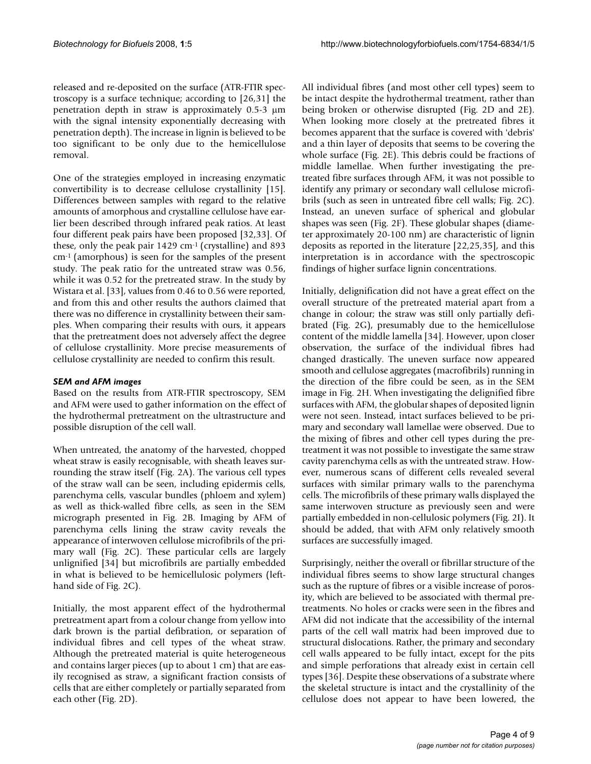released and re-deposited on the surface (ATR-FTIR spectroscopy is a surface technique; according to [26,31] the penetration depth in straw is approximately 0.5-3 μm with the signal intensity exponentially decreasing with penetration depth). The increase in lignin is believed to be too significant to be only due to the hemicellulose removal.

One of the strategies employed in increasing enzymatic convertibility is to decrease cellulose crystallinity [15]. Differences between samples with regard to the relative amounts of amorphous and crystalline cellulose have earlier been described through infrared peak ratios. At least four different peak pairs have been proposed [32,33]. Of these, only the peak pair 1429 $cm^{-1}$ (crystalline) and 893 $cm^{-1}$ (amorphous) is seen for the samples of the present study. The peak ratio for the untreated straw was 0.56, while it was 0.52 for the pretreated straw. In the study by Wistara et al. [33], values from 0.46 to 0.56 were reported, and from this and other results the authors claimed that there was no difference in crystallinity between their samples. When comparing their results with ours, it appears that the pretreatment does not adversely affect the degree of cellulose crystallinity. More precise measurements of cellulose crystallinity are needed to confirm this result.

### *SEM and AFM images*

Based on the results from ATR-FTIR spectroscopy, SEM and AFM were used to gather information on the effect of the hydrothermal pretreatment on the ultrastructure and possible disruption of the cell wall.

When untreated, the anatomy of the harvested, chopped wheat straw is easily recognisable, with sheath leaves surrounding the straw itself (Fig. 2A). The various cell types of the straw wall can be seen, including epidermis cells, parenchyma cells, vascular bundles (phloem and xylem) as well as thick-walled fibre cells, as seen in the SEM micrograph presented in Fig. 2B. Imaging by AFM of parenchyma cells lining the straw cavity reveals the appearance of interwoven cellulose microfibrils of the primary wall (Fig. 2C). These particular cells are largely unlignified [34] but microfibrils are partially embedded in what is believed to be hemicellulosic polymers (left-hand side of Fig. 2C).

Initially, the most apparent effect of the hydrothermal pretreatment apart from a colour change from yellow into dark brown is the partial defibration, or separation of individual fibres and cell types of the wheat straw. Although the pretreated material is quite heterogeneous and contains larger pieces (up to about 1 cm) that are easily recognised as straw, a significant fraction consists of cells that are either completely or partially separated from each other (Fig. 2D).

All individual fibres (and most other cell types) seem to be intact despite the hydrothermal treatment, rather than being broken or otherwise disrupted (Fig. 2D and 2E). When looking more closely at the pretreated fibres it becomes apparent that the surface is covered with 'debris' and a thin layer of deposits that seems to be covering the whole surface (Fig. 2E). This debris could be fractions of middle lamellae. When further investigating the pretreated fibre surfaces through AFM, it was not possible to identify any primary or secondary wall cellulose microfibrils (such as seen in untreated fibre cell walls; Fig. 2C). Instead, an uneven surface of spherical and globular shapes was seen (Fig. 2F). These globular shapes (diameter approximately 20-100 nm) are characteristic of lignin deposits as reported in the literature [22,25,35], and this interpretation is in accordance with the spectroscopic findings of higher surface lignin concentrations.

Initially, delignification did not have a great effect on the overall structure of the pretreated material apart from a change in colour; the straw was still only partially defibrated (Fig. 2G), presumably due to the hemicellulose content of the middle lamella [34]. However, upon closer observation, the surface of the individual fibres had changed drastically. The uneven surface now appeared smooth and cellulose aggregates (macrofibrils) running in the direction of the fibre could be seen, as in the SEM image in Fig. 2H. When investigating the delignified fibre surfaces with AFM, the globular shapes of deposited lignin were not seen. Instead, intact surfaces believed to be primary and secondary wall lamellae were observed. Due to the mixing of fibres and other cell types during the pretreatment it was not possible to investigate the same straw cavity parenchyma cells as with the untreated straw. However, numerous scans of different cells revealed several surfaces with similar primary walls to the parenchyma cells. The microfibrils of these primary walls displayed the same interwoven structure as previously seen and were partially embedded in non-cellulosic polymers (Fig. 2I). It should be added, that with AFM only relatively smooth surfaces are successfully imaged.

Surprisingly, neither the overall or fibrillar structure of the individual fibres seems to show large structural changes such as the rupture of fibres or a visible increase of porosity, which are believed to be associated with thermal pretreatments. No holes or cracks were seen in the fibres and AFM did not indicate that the accessibility of the internal parts of the cell wall matrix had been improved due to structural dislocations. Rather, the primary and secondary cell walls appeared to be fully intact, except for the pits and simple perforations that already exist in certain cell types [36]. Despite these observations of a substrate where the skeletal structure is intact and the crystallinity of the cellulose does not appear to have been lowered, the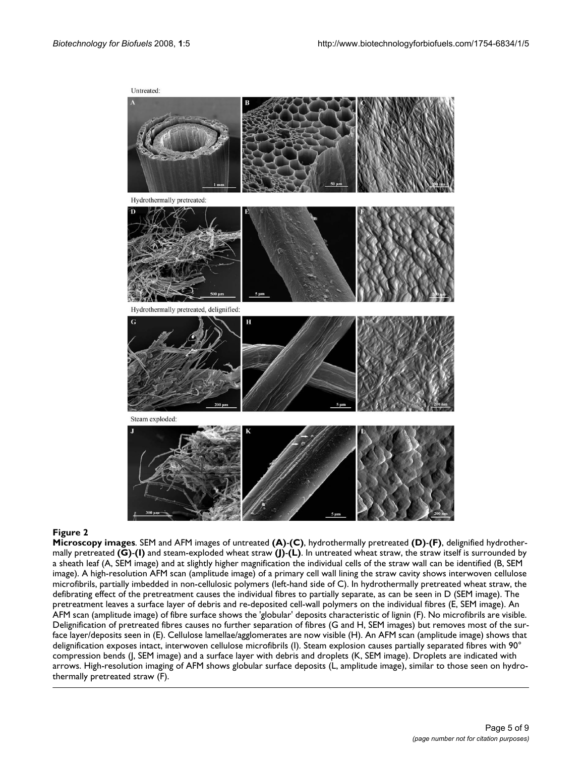**Figure 2**

**Microscopy images**. SEM and AFM images of untreated **(A)**-**(C)**, hydrothermally pretreated **(D)**-**(F)**, delignified hydrothermally pretreated **(G)**-**(I)** and steam-exploded wheat straw **(J)**-**(L)**. In untreated wheat straw, the straw itself is surrounded by a sheath leaf (A, SEM image) and at slightly higher magnification the individual cells of the straw wall can be identified (B, SEM image). A high-resolution AFM scan (amplitude image) of a primary cell wall lining the straw cavity shows interwoven cellulose microfibrils, partially imbedded in non-cellulosic polymers (left-hand side of C). In hydrothermally pretreated wheat straw, the defibrating effect of the pretreatment causes the individual fibres to partially separate, as can be seen in D (SEM image). The pretreatment leaves a surface layer of debris and re-deposited cell-wall polymers on the individual fibres (E, SEM image). An AFM scan (amplitude image) of fibre surface shows the 'globular' deposits characteristic of lignin (F). No microfibrils are visible. Delignification of pretreated fibres causes no further separation of fibres (G and H, SEM images) but removes most of the surface layer/deposits seen in (E). Cellulose lamellae/agglomerates are now visible (H). An AFM scan (amplitude image) shows that delignification exposes intact, interwoven cellulose microfibrils (I). Steam explosion causes partially separated fibres with 90° compression bends (J, SEM image) and a surface layer with debris and droplets (K, SEM image). Droplets are indicated with arrows. High-resolution imaging of AFM shows globular surface deposits (L, amplitude image), similar to those seen on hydrothermally pretreated straw (F).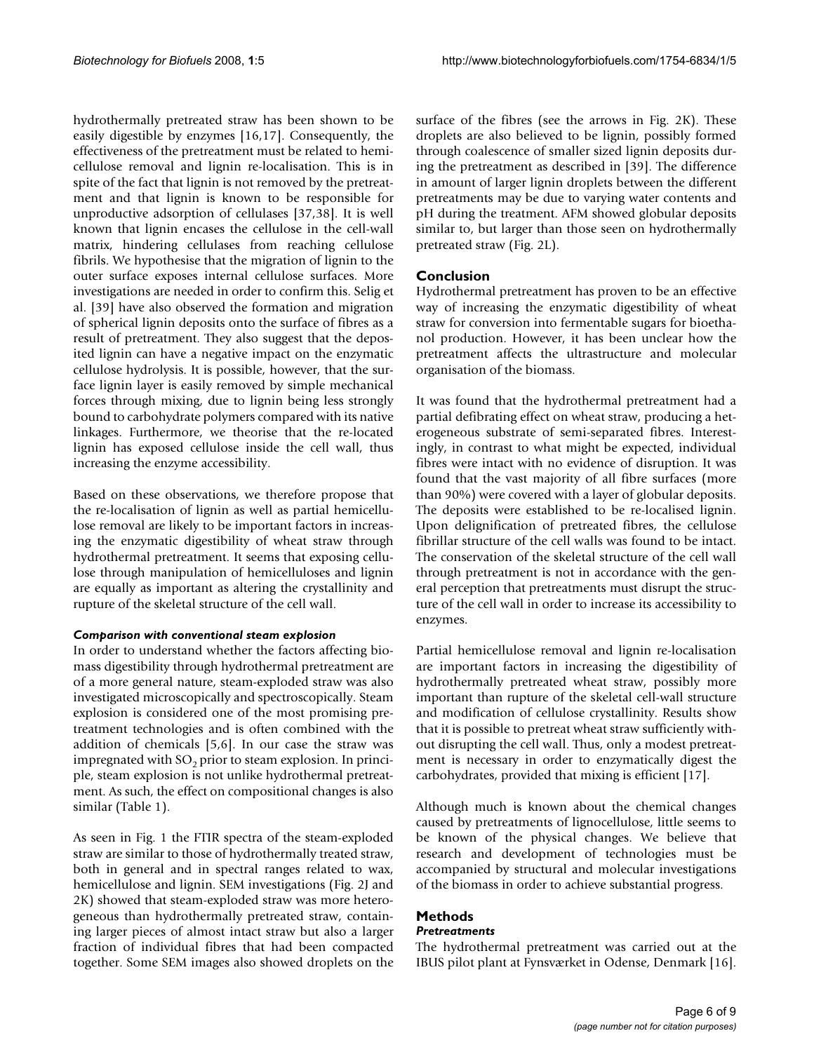hydrothermally pretreated straw has been shown to be easily digestible by enzymes [16,17]. Consequently, the effectiveness of the pretreatment must be related to hemicellulose removal and lignin re-localisation. This is in spite of the fact that lignin is not removed by the pretreatment and that lignin is known to be responsible for unproductive adsorption of cellulases [37,38]. It is well known that lignin encases the cellulose in the cell-wall matrix, hindering cellulases from reaching cellulose fibrils. We hypothesise that the migration of lignin to the outer surface exposes internal cellulose surfaces. More investigations are needed in order to confirm this. Selig et al. [39] have also observed the formation and migration of spherical lignin deposits onto the surface of fibres as a result of pretreatment. They also suggest that the deposited lignin can have a negative impact on the enzymatic cellulose hydrolysis. It is possible, however, that the surface lignin layer is easily removed by simple mechanical forces through mixing, due to lignin being less strongly bound to carbohydrate polymers compared with its native linkages. Furthermore, we theorise that the re-located lignin has exposed cellulose inside the cell wall, thus increasing the enzyme accessibility.

Based on these observations, we therefore propose that the re-localisation of lignin as well as partial hemicellulose removal are likely to be important factors in increasing the enzymatic digestibility of wheat straw through hydrothermal pretreatment. It seems that exposing cellulose through manipulation of hemicelluloses and lignin are equally as important as altering the crystallinity and rupture of the skeletal structure of the cell wall.

#### *Comparison with conventional steam explosion*

In order to understand whether the factors affecting biomass digestibility through hydrothermal pretreatment are of a more general nature, steam-exploded straw was also investigated microscopically and spectroscopically. Steam explosion is considered one of the most promising pretreatment technologies and is often combined with the addition of chemicals [5,6]. In our case the straw was impregnated with $SO_2$ prior to steam explosion. In principle, steam explosion is not unlike hydrothermal pretreatment. As such, the effect on compositional changes is also similar (Table 1).

As seen in Fig. 1 the FTIR spectra of the steam-exploded straw are similar to those of hydrothermally treated straw, both in general and in spectral ranges related to wax, hemicellulose and lignin. SEM investigations (Fig. 2J and 2K) showed that steam-exploded straw was more heterogeneous than hydrothermally pretreated straw, containing larger pieces of almost intact straw but also a larger fraction of individual fibres that had been compacted together. Some SEM images also showed droplets on the surface of the fibres (see the arrows in Fig. 2K). These droplets are also believed to be lignin, possibly formed through coalescence of smaller sized lignin deposits during the pretreatment as described in [39]. The difference in amount of larger lignin droplets between the different pretreatments may be due to varying water contents and pH during the treatment. AFM showed globular deposits similar to, but larger than those seen on hydrothermally pretreated straw (Fig. 2L).

## Conclusion

Hydrothermal pretreatment has proven to be an effective way of increasing the enzymatic digestibility of wheat straw for conversion into fermentable sugars for bioethanol production. However, it has been unclear how the pretreatment affects the ultrastructure and molecular organisation of the biomass.

It was found that the hydrothermal pretreatment had a partial defibrating effect on wheat straw, producing a heterogeneous substrate of semi-separated fibres. Interestingly, in contrast to what might be expected, individual fibres were intact with no evidence of disruption. It was found that the vast majority of all fibre surfaces (more than 90%) were covered with a layer of globular deposits. The deposits were established to be re-localised lignin. Upon delignification of pretreated fibres, the cellulose fibrillar structure of the cell walls was found to be intact. The conservation of the skeletal structure of the cell wall through pretreatment is not in accordance with the general perception that pretreatments must disrupt the structure of the cell wall in order to increase its accessibility to enzymes.

Partial hemicellulose removal and lignin re-localisation are important factors in increasing the digestibility of hydrothermally pretreated wheat straw, possibly more important than rupture of the skeletal cell-wall structure and modification of cellulose crystallinity. Results show that it is possible to pretreat wheat straw sufficiently without disrupting the cell wall. Thus, only a modest pretreatment is necessary in order to enzymatically digest the carbohydrates, provided that mixing is efficient [17].

Although much is known about the chemical changes caused by pretreatments of lignocellulose, little seems to be known of the physical changes. We believe that research and development of technologies must be accompanied by structural and molecular investigations of the biomass in order to achieve substantial progress.

## Methods

### *Pretreatments*

The hydrothermal pretreatment was carried out at the IBUS pilot plant at Fynsværket in Odense, Denmark [16].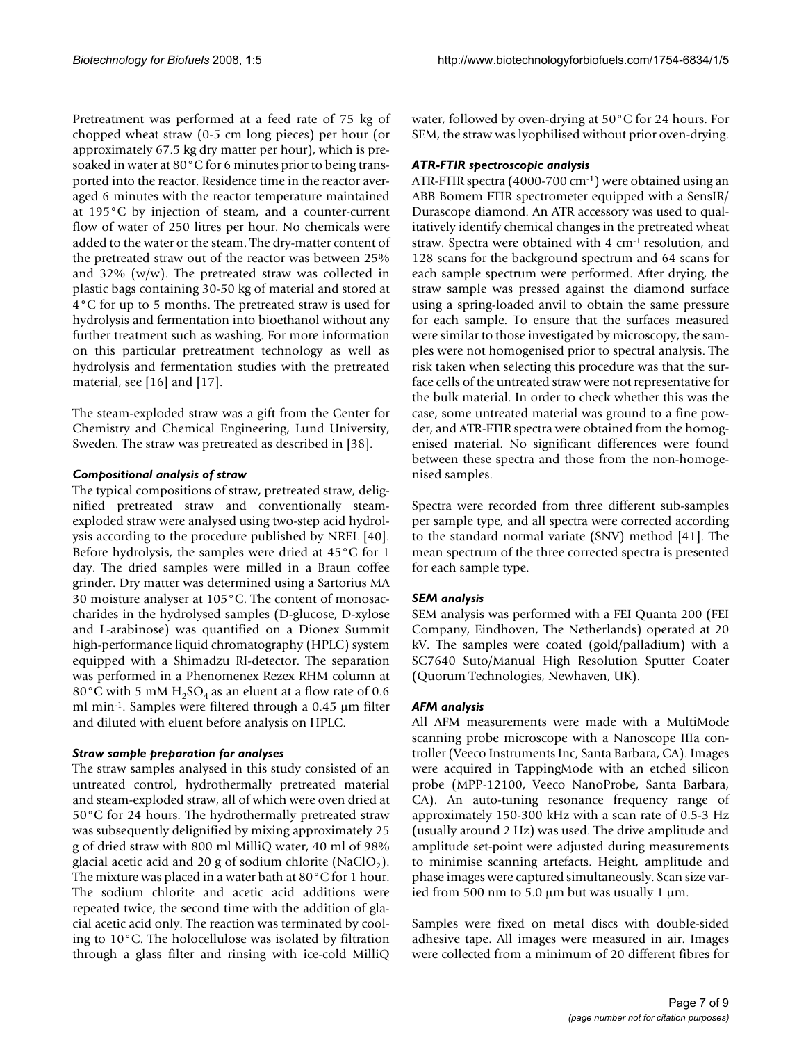Pretreatment was performed at a feed rate of 75 kg of chopped wheat straw (0-5 cm long pieces) per hour (or approximately 67.5 kg dry matter per hour), which is presoaked in water at 80°C for 6 minutes prior to being transported into the reactor. Residence time in the reactor averaged 6 minutes with the reactor temperature maintained at 195°C by injection of steam, and a counter-current flow of water of 250 litres per hour. No chemicals were added to the water or the steam. The dry-matter content of the pretreated straw out of the reactor was between 25% and 32% (w/w). The pretreated straw was collected in plastic bags containing 30-50 kg of material and stored at 4°C for up to 5 months. The pretreated straw is used for hydrolysis and fermentation into bioethanol without any further treatment such as washing. For more information on this particular pretreatment technology as well as hydrolysis and fermentation studies with the pretreated material, see [16] and [17].

The steam-exploded straw was a gift from the Center for Chemistry and Chemical Engineering, Lund University, Sweden. The straw was pretreated as described in [38].

### *Compositional analysis of straw*

The typical compositions of straw, pretreated straw, delignified pretreated straw and conventionally steam-exploded straw were analysed using two-step acid hydrolysis according to the procedure published by NREL [40]. Before hydrolysis, the samples were dried at 45°C for 1 day. The dried samples were milled in a Braun coffee grinder. Dry matter was determined using a Sartorius MA 30 moisture analyser at 105°C. The content of monosaccharides in the hydrolysed samples (D-glucose, D-xylose and L-arabinose) was quantified on a Dionex Summit high-performance liquid chromatography (HPLC) system equipped with a Shimadzu RI-detector. The separation was performed in a Phenomenex Rezex RHM column at 80°C with 5 mM $H_2SO_4$ as an eluent at a flow rate of 0.6 ml min$^{-1}$. Samples were filtered through a 0.45 μm filter and diluted with eluent before analysis on HPLC.

### *Straw sample preparation for analyses*

The straw samples analysed in this study consisted of an untreated control, hydrothermally pretreated material and steam-exploded straw, all of which were oven dried at 50°C for 24 hours. The hydrothermally pretreated straw was subsequently delignified by mixing approximately 25 g of dried straw with 800 ml MilliQ water, 40 ml of 98% glacial acetic acid and 20 g of sodium chlorite ($NaClO_2$). The mixture was placed in a water bath at 80°C for 1 hour. The sodium chlorite and acetic acid additions were repeated twice, the second time with the addition of glacial acetic acid only. The reaction was terminated by cooling to 10°C. The holocellulose was isolated by filtration through a glass filter and rinsing with ice-cold MilliQ water, followed by oven-drying at 50°C for 24 hours. For SEM, the straw was lyophilised without prior oven-drying.

### *ATR-FTIR spectroscopic analysis*

ATR-FTIR spectra (4000-700 cm$^{-1}$) were obtained using an ABB Bomem FTIR spectrometer equipped with a SensIR/Durascope diamond. An ATR accessory was used to qualitatively identify chemical changes in the pretreated wheat straw. Spectra were obtained with 4 cm$^{-1}$ resolution, and 128 scans for the background spectrum and 64 scans for each sample spectrum were performed. After drying, the straw sample was pressed against the diamond surface using a spring-loaded anvil to obtain the same pressure for each sample. To ensure that the surfaces measured were similar to those investigated by microscopy, the samples were not homogenised prior to spectral analysis. The risk taken when selecting this procedure was that the surface cells of the untreated straw were not representative for the bulk material. In order to check whether this was the case, some untreated material was ground to a fine powder, and ATR-FTIR spectra were obtained from the homogenised material. No significant differences were found between these spectra and those from the non-homogenised samples.

Spectra were recorded from three different sub-samples per sample type, and all spectra were corrected according to the standard normal variate (SNV) method [41]. The mean spectrum of the three corrected spectra is presented for each sample type.

### *SEM analysis*

SEM analysis was performed with a FEI Quanta 200 (FEI Company, Eindhoven, The Netherlands) operated at 20 kV. The samples were coated (gold/palladium) with a SC7640 Suto/Manual High Resolution Sputter Coater (Quorum Technologies, Newhaven, UK).

### *AFM analysis*

All AFM measurements were made with a MultiMode scanning probe microscope with a Nanoscope IIIa controller (Veeco Instruments Inc, Santa Barbara, CA). Images were acquired in TappingMode with an etched silicon probe (MPP-12100, Veeco NanoProbe, Santa Barbara, CA). An auto-tuning resonance frequency range of approximately 150-300 kHz with a scan rate of 0.5-3 Hz (usually around 2 Hz) was used. The drive amplitude and amplitude set-point were adjusted during measurements to minimise scanning artefacts. Height, amplitude and phase images were captured simultaneously. Scan size varied from 500 nm to 5.0 μm but was usually 1 μm.

Samples were fixed on metal discs with double-sided adhesive tape. All images were measured in air. Images were collected from a minimum of 20 different fibres for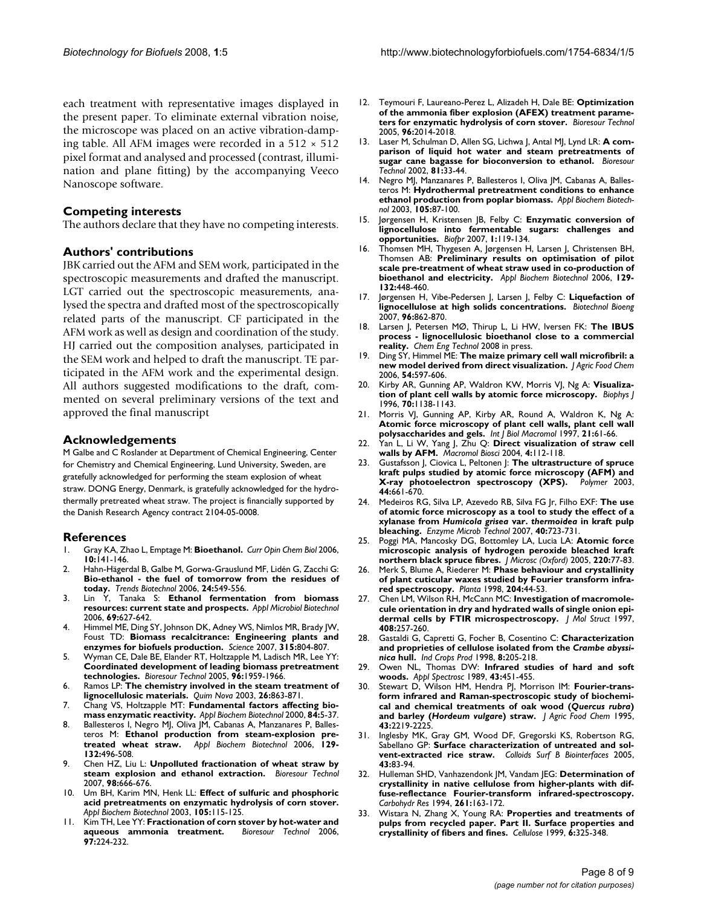each treatment with representative images displayed in the present paper. To eliminate external vibration noise, the microscope was placed on an active vibration-damping table. All AFM images were recorded in a 512 × 512 pixel format and analysed and processed (contrast, illumination and plane fitting) by the accompanying Veeco Nanoscope software.

## Competing interests

The authors declare that they have no competing interests.

## Authors' contributions

JBK carried out the AFM and SEM work, participated in the spectroscopic measurements and drafted the manuscript. LGT carried out the spectroscopic measurements, analysed the spectra and drafted most of the spectroscopically related parts of the manuscript. CF participated in the AFM work as well as design and coordination of the study. HJ carried out the composition analyses, participated in the SEM work and helped to draft the manuscript. TE participated in the AFM work and the experimental design. All authors suggested modifications to the draft, commented on several preliminary versions of the text and approved the final manuscript

## Acknowledgements

M Galbe and C Roslander at Department of Chemical Engineering, Center for Chemistry and Chemical Engineering, Lund University, Sweden, are gratefully acknowledged for performing the steam explosion of wheat straw. DONG Energy, Denmark, is gratefully acknowledged for the hydrothermally pretreated wheat straw. The project is financially supported by the Danish Research Agency contract 2104-05-0008.

## References

1. Gray KA, Zhao L, Emptage M: **Bioethanol.** *Curr Opin Chem Biol* 2006, **10:**141-146.
2. Hahn-Hägerdal B, Galbe M, Gorwa-Grauslund MF, Lidén G, Zacchi G: **Bio-ethanol - the fuel of tomorrow from the residues of today.** *Trends Biotechnol* 2006, **24:**549-556.
3. Lin Y, Tanaka S: **Ethanol fermentation from biomass resources: current state and prospects.** *Appl Microbiol Biotechnol* 2006, **69:**627-642.
4. Himmel ME, Ding SY, Johnson DK, Adney WS, Nimlos MR, Brady JW, Foust TD: **Biomass recalcitrance: Engineering plants and enzymes for biofuels production.** *Science* 2007, **315:**804-807.
5. Wyman CE, Dale BE, Elander RT, Holtzapple M, Ladisch MR, Lee YY: **Coordinated development of leading biomass pretreatment technologies.** *Bioresour Technol* 2005, **96:**1959-1966.
6. Ramos LP: **The chemistry involved in the steam treatment of lignocellulosic materials.** *Quim Nova* 2003, **26:**863-871.
7. Chang VS, Holtzapple MT: **Fundamental factors affecting biomass enzymatic reactivity.** *Appl Biochem Biotechnol* 2000, **84:**5-37.
8. Ballesteros I, Negro MJ, Oliva JM, Cabanas A, Manzanares P, Ballesteros M: **Ethanol production from steam-explosion pretreated wheat straw.** *Appl Biochem Biotechnol* 2006, **129-132:**496-508.
9. Chen HZ, Liu L: **Unpolluted fractionation of wheat straw by steam explosion and ethanol extraction.** *Bioresour Technol* 2007, **98:**666-676.
10. Um BH, Karim MN, Henk LL: **Effect of sulfuric and phosphoric acid pretreatments on enzymatic hydrolysis of corn stover.** *Appl Biochem Biotechnol* 2003, **105:**115-125.
11. Kim TH, Lee YY: **Fractionation of corn stover by hot-water and aqueous ammonia treatment.** *Bioresour Technol* 2006, **97:**224-232.
12. Teymouri F, Laureano-Perez L, Alizadeh H, Dale BE: **Optimization of the ammonia fiber explosion (AFEX) treatment parameters for enzymatic hydrolysis of corn stover.** *Bioresour Technol* 2005, **96:**2014-2018.
13. Laser M, Schulman D, Allen SG, Lichwa J, Antal MJ, Lynd LR: **A comparison of liquid hot water and steam pretreatments of sugar cane bagasse for bioconversion to ethanol.** *Bioresour Technol* 2002, **81:**33-44.
14. Negro MJ, Manzanares P, Ballesteros I, Oliva JM, Cabanas A, Ballesteros M: **Hydrothermal pretreatment conditions to enhance ethanol production from poplar biomass.** *Appl Biochem Biotechnol* 2003, **105:**87-100.
15. Jørgensen H, Kristensen JB, Felby C: **Enzymatic conversion of lignocellulose into fermentable sugars: challenges and opportunities.** *Biofpr* 2007, **1:**119-134.
16. Thomsen MH, Thygesen A, Jørgensen H, Larsen J, Christensen BH, Thomsen AB: **Preliminary results on optimisation of pilot scale pre-treatment of wheat straw used in co-production of bioethanol and electricity.** *Appl Biochem Biotechnol* 2006, **129-132:**448-460.
17. Jørgensen H, Vibe-Pedersen J, Larsen J, Felby C: **Liquefaction of lignocellulose at high solids concentrations.** *Biotechnol Bioeng* 2007, **96:**862-870.
18. Larsen J, Petersen MØ, Thirup L, Li HW, Iversen FK: **The IBUS process - lignocellulosic bioethanol close to a commercial reality.** *Chem Eng Technol* 2008 in press.
19. Ding SY, Himmel ME: **The maize primary cell wall microfibril: a new model derived from direct visualization.** *J Agric Food Chem* 2006, **54:**597-606.
20. Kirby AR, Gunning AP, Waldron KW, Morris VJ, Ng A: **Visualization of plant cell walls by atomic force microscopy.** *Biophys J* 1996, **70:**1138-1143.
21. Morris VJ, Gunning AP, Kirby AR, Round A, Waldron K, Ng A: **Atomic force microscopy of plant cell walls, plant cell wall polysaccharides and gels.** *Int J Biol Macromol* 1997, **21:**61-66.
22. Yan L, Li W, Yang J, Zhu Q: **Direct visualization of straw cell walls by AFM.** *Macromol Biosci* 2004, **4:**112-118.
23. Gustafsson J, Ciovica L, Peltonen J: **The ultrastructure of spruce kraft pulps studied by atomic force microscopy (AFM) and X-ray photoelectron spectroscopy (XPS).** *Polymer* 2003, **44:**661-670.
24. Medeiros RG, Silva LP, Azevedo RB, Silva FG Jr, Filho EXF: **The use of atomic force microscopy as a tool to study the effect of a xylanase from *Humicola grisea* var. *thermoidea* in kraft pulp bleaching.** *Enzyme Microb Technol* 2007, **40:**723-731.
25. Poggi MA, Mancosky DG, Bottomley LA, Lucia LA: **Atomic force microscopic analysis of hydrogen peroxide bleached kraft northern black spruce fibres.** *J Microsc (Oxford)* 2005, **220:**77-83.
26. Merk S, Blume A, Riederer M: **Phase behaviour and crystallinity of plant cuticular waxes studied by Fourier transform infrared spectroscopy.** *Planta* 1998, **204:**44-53.
27. Chen LM, Wilson RH, McCann MC: **Investigation of macromolecule orientation in dry and hydrated walls of single onion epidermal cells by FTIR microspectroscopy.** *J Mol Struct* 1997, **408:**257-260.
28. Gastaldi G, Capretti G, Focher B, Cosentino C: **Characterization and proprieties of cellulose isolated from the *Crambe abyssinica* hull.** *Ind Crops Prod* 1998, **8:**205-218.
29. Owen NL, Thomas DW: **Infrared studies of hard and soft woods.** *Appl Spectrosc* 1989, **43:**451-455.
30. Stewart D, Wilson HM, Hendra PJ, Morrison IM: **Fourier-transform infrared and Raman-spectroscopic study of biochemical and chemical treatments of oak wood (*Quercus rubra*) and barley (*Hordeum vulgare*) straw.** *J Agric Food Chem* 1995, **43:**2219-2225.
31. Inglesby MK, Gray GM, Wood DF, Gregorski KS, Robertson RG, Sabellano GP: **Surface characterization of untreated and solvent-extracted rice straw.** *Colloids Surf B Biointerfaces* 2005, **43:**83-94.
32. Hulleman SHD, Vanhazendonk JM, Vandam JEG: **Determination of crystallinity in native cellulose from higher-plants with diffuse-reflectance Fourier-transform infrared-spectroscopy.** *Carbohydr Res* 1994, **261:**163-172.
33. Wistara N, Zhang X, Young RA: **Properties and treatments of pulps from recycled paper. Part II. Surface properties and crystallinity of fibers and fines.** *Cellulose* 1999, **6:**325-348.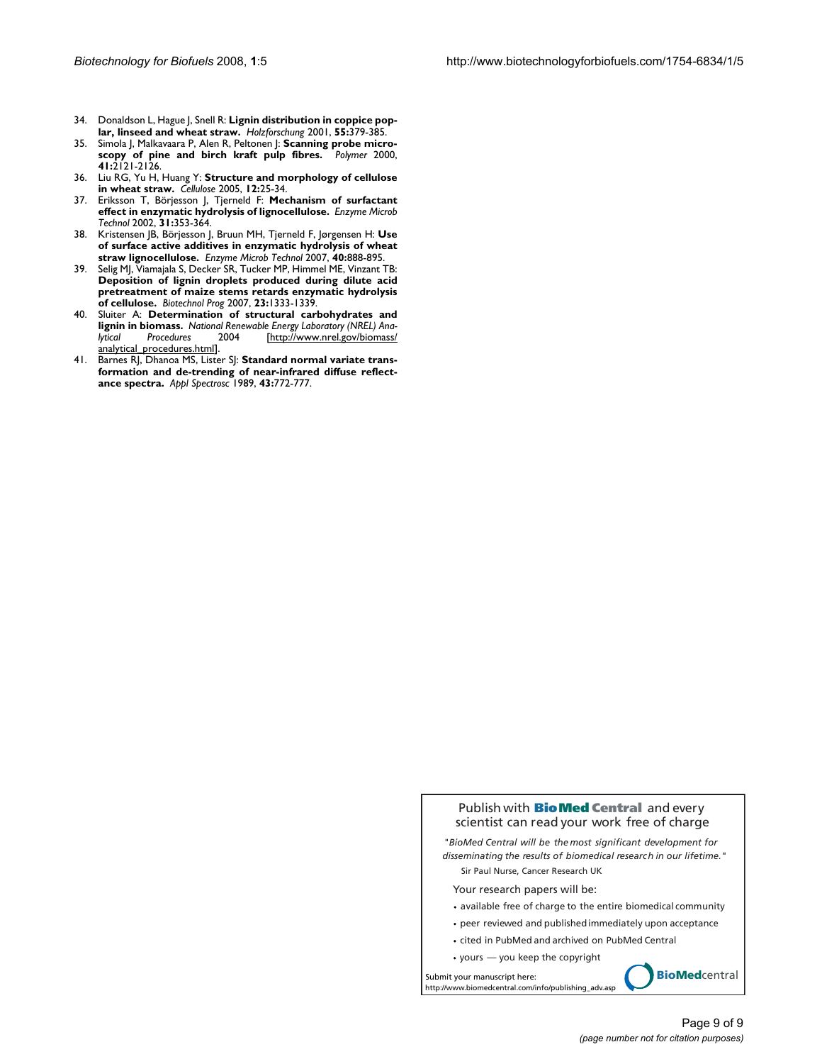34. Donaldson L, Hague J, Snell R: **Lignin distribution in coppice poplar, linseed and wheat straw.** *Holzforschung* 2001, **55:**379-385.
35. Simola J, Malkavaara P, Alen R, Peltonen J: **Scanning probe microscopy of pine and birch kraft pulp fibres.** *Polymer* 2000, **41:**2121-2126.
36. Liu RG, Yu H, Huang Y: **Structure and morphology of cellulose in wheat straw.** *Cellulose* 2005, **12:**25-34.
37. Eriksson T, Börjesson J, Tjerneld F: **Mechanism of surfactant effect in enzymatic hydrolysis of lignocellulose.** *Enzyme Microb Technol* 2002, **31:**353-364.
38. Kristensen JB, Börjesson J, Bruun MH, Tjerneld F, Jørgensen H: **Use of surface active additives in enzymatic hydrolysis of wheat straw lignocellulose.** *Enzyme Microb Technol* 2007, **40:**888-895.
39. Selig MJ, Viamajala S, Decker SR, Tucker MP, Himmel ME, Vinzant TB: **Deposition of lignin droplets produced during dilute acid pretreatment of maize stems retards enzymatic hydrolysis of cellulose.** *Biotechnol Prog* 2007, **23:**1333-1339.
40. Sluiter A: **Determination of structural carbohydrates and lignin in biomass.** *National Renewable Energy Laboratory (NREL) Analytical Procedures* 2004 [http://www.nrel.gov/biomass/analytical_procedures.html].
41. Barnes RJ, Dhanoa MS, Lister SJ: **Standard normal variate transformation and de-trending of near-infrared diffuse reflectance spectra.** *Appl Spectrosc* 1989, **43:**772-777.

Publish with **BioMed Central** and every scientist can read your work free of charge

*"BioMed Central will be the most significant development for disseminating the results of biomedical research in our lifetime."*

Sir Paul Nurse, Cancer Research UK

Your research papers will be:

- available free of charge to the entire biomedical community
- peer reviewed and published immediately upon acceptance
- cited in PubMed and archived on PubMed Central
- yours — you keep the copyright

Submit your manuscript here:
http://www.biomedcentral.com/info/publishing_adv.asp

**BioMed**central